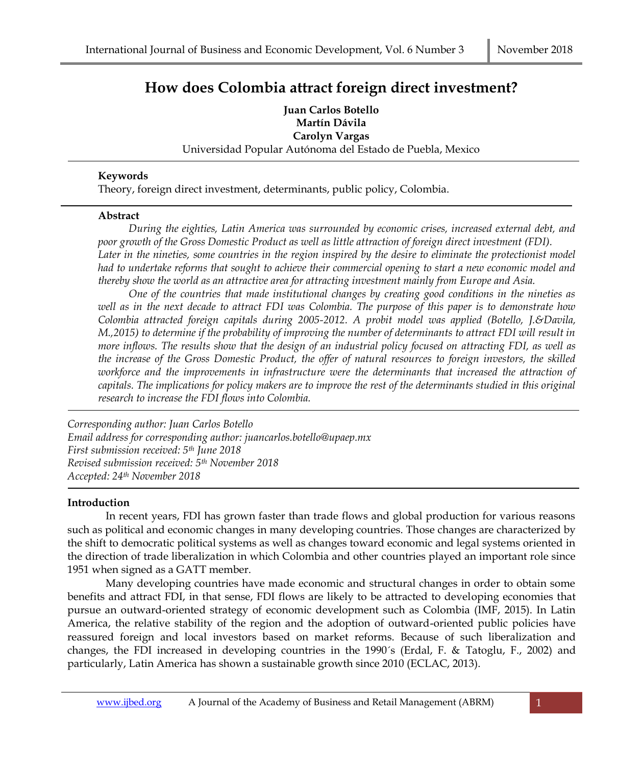# How does Colombia attract foreign direct investment?

**Juan Carlos Botello**
**Martín Dávila**
**Carolyn Vargas**
Universidad Popular Autónoma del Estado de Puebla, Mexico

**Keywords**
Theory, foreign direct investment, determinants, public policy, Colombia.

**Abstract**

*During the eighties, Latin America was surrounded by economic crises, increased external debt, and poor growth of the Gross Domestic Product as well as little attraction of foreign direct investment (FDI). Later in the nineties, some countries in the region inspired by the desire to eliminate the protectionist model had to undertake reforms that sought to achieve their commercial opening to start a new economic model and thereby show the world as an attractive area for attracting investment mainly from Europe and Asia.*

*One of the countries that made institutional changes by creating good conditions in the nineties as well as in the next decade to attract FDI was Colombia. The purpose of this paper is to demonstrate how Colombia attracted foreign capitals during 2005-2012. A probit model was applied (Botello, J.&Davila, M.,2015) to determine if the probability of improving the number of determinants to attract FDI will result in more inflows. The results show that the design of an industrial policy focused on attracting FDI, as well as the increase of the Gross Domestic Product, the offer of natural resources to foreign investors, the skilled workforce and the improvements in infrastructure were the determinants that increased the attraction of capitals. The implications for policy makers are to improve the rest of the determinants studied in this original research to increase the FDI flows into Colombia.*

*Corresponding author: Juan Carlos Botello*
*Email address for corresponding author: juancarlos.botello@upaep.mx*
*First submission received: 5th June 2018*
*Revised submission received: 5th November 2018*
*Accepted: 24th November 2018*

## Introduction

In recent years, FDI has grown faster than trade flows and global production for various reasons such as political and economic changes in many developing countries. Those changes are characterized by the shift to democratic political systems as well as changes toward economic and legal systems oriented in the direction of trade liberalization in which Colombia and other countries played an important role since 1951 when signed as a GATT member.

Many developing countries have made economic and structural changes in order to obtain some benefits and attract FDI, in that sense, FDI flows are likely to be attracted to developing economies that pursue an outward-oriented strategy of economic development such as Colombia (IMF, 2015). In Latin America, the relative stability of the region and the adoption of outward-oriented public policies have reassured foreign and local investors based on market reforms. Because of such liberalization and changes, the FDI increased in developing countries in the 1990´s (Erdal, F. & Tatoglu, F., 2002) and particularly, Latin America has shown a sustainable growth since 2010 (ECLAC, 2013).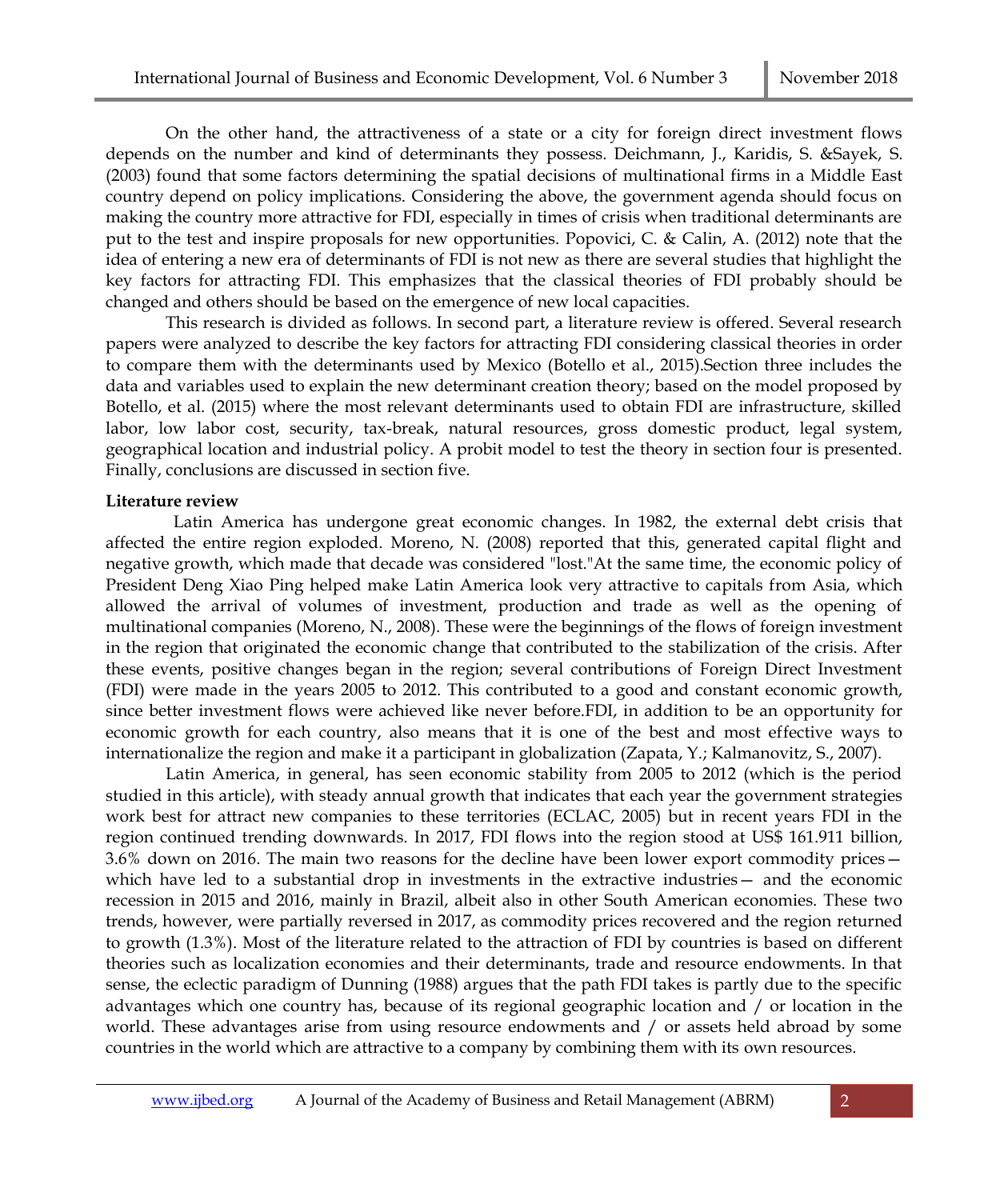On the other hand, the attractiveness of a state or a city for foreign direct investment flows depends on the number and kind of determinants they possess. Deichmann, J., Karidis, S. &Sayek, S. (2003) found that some factors determining the spatial decisions of multinational firms in a Middle East country depend on policy implications. Considering the above, the government agenda should focus on making the country more attractive for FDI, especially in times of crisis when traditional determinants are put to the test and inspire proposals for new opportunities. Popovici, C. & Calin, A. (2012) note that the idea of entering a new era of determinants of FDI is not new as there are several studies that highlight the key factors for attracting FDI. This emphasizes that the classical theories of FDI probably should be changed and others should be based on the emergence of new local capacities.

This research is divided as follows. In second part, a literature review is offered. Several research papers were analyzed to describe the key factors for attracting FDI considering classical theories in order to compare them with the determinants used by Mexico (Botello et al., 2015).Section three includes the data and variables used to explain the new determinant creation theory; based on the model proposed by Botello, et al. (2015) where the most relevant determinants used to obtain FDI are infrastructure, skilled labor, low labor cost, security, tax-break, natural resources, gross domestic product, legal system, geographical location and industrial policy. A probit model to test the theory in section four is presented. Finally, conclusions are discussed in section five.

**Literature review**

Latin America has undergone great economic changes. In 1982, the external debt crisis that affected the entire region exploded. Moreno, N. (2008) reported that this, generated capital flight and negative growth, which made that decade was considered "lost."At the same time, the economic policy of President Deng Xiao Ping helped make Latin America look very attractive to capitals from Asia, which allowed the arrival of volumes of investment, production and trade as well as the opening of multinational companies (Moreno, N., 2008). These were the beginnings of the flows of foreign investment in the region that originated the economic change that contributed to the stabilization of the crisis. After these events, positive changes began in the region; several contributions of Foreign Direct Investment (FDI) were made in the years 2005 to 2012. This contributed to a good and constant economic growth, since better investment flows were achieved like never before.FDI, in addition to be an opportunity for economic growth for each country, also means that it is one of the best and most effective ways to internationalize the region and make it a participant in globalization (Zapata, Y.; Kalmanovitz, S., 2007).

Latin America, in general, has seen economic stability from 2005 to 2012 (which is the period studied in this article), with steady annual growth that indicates that each year the government strategies work best for attract new companies to these territories (ECLAC, 2005) but in recent years FDI in the region continued trending downwards. In 2017, FDI flows into the region stood at US$ 161.911 billion, 3.6% down on 2016. The main two reasons for the decline have been lower export commodity prices— which have led to a substantial drop in investments in the extractive industries— and the economic recession in 2015 and 2016, mainly in Brazil, albeit also in other South American economies. These two trends, however, were partially reversed in 2017, as commodity prices recovered and the region returned to growth (1.3%). Most of the literature related to the attraction of FDI by countries is based on different theories such as localization economies and their determinants, trade and resource endowments. In that sense, the eclectic paradigm of Dunning (1988) argues that the path FDI takes is partly due to the specific advantages which one country has, because of its regional geographic location and / or location in the world. These advantages arise from using resource endowments and / or assets held abroad by some countries in the world which are attractive to a company by combining them with its own resources.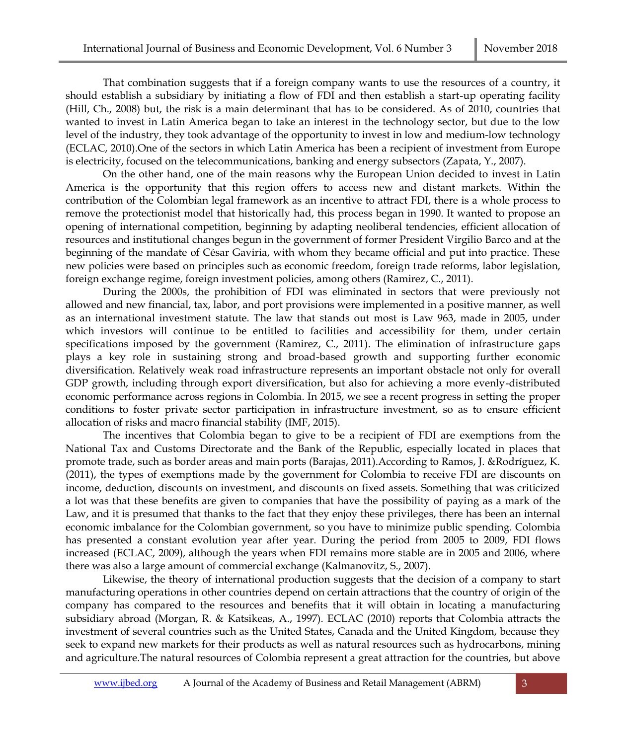That combination suggests that if a foreign company wants to use the resources of a country, it should establish a subsidiary by initiating a flow of FDI and then establish a start-up operating facility (Hill, Ch., 2008) but, the risk is a main determinant that has to be considered. As of 2010, countries that wanted to invest in Latin America began to take an interest in the technology sector, but due to the low level of the industry, they took advantage of the opportunity to invest in low and medium-low technology (ECLAC, 2010).One of the sectors in which Latin America has been a recipient of investment from Europe is electricity, focused on the telecommunications, banking and energy subsectors (Zapata, Y., 2007).

On the other hand, one of the main reasons why the European Union decided to invest in Latin America is the opportunity that this region offers to access new and distant markets. Within the contribution of the Colombian legal framework as an incentive to attract FDI, there is a whole process to remove the protectionist model that historically had, this process began in 1990. It wanted to propose an opening of international competition, beginning by adapting neoliberal tendencies, efficient allocation of resources and institutional changes begun in the government of former President Virgilio Barco and at the beginning of the mandate of César Gaviria, with whom they became official and put into practice. These new policies were based on principles such as economic freedom, foreign trade reforms, labor legislation, foreign exchange regime, foreign investment policies, among others (Ramirez, C., 2011).

During the 2000s, the prohibition of FDI was eliminated in sectors that were previously not allowed and new financial, tax, labor, and port provisions were implemented in a positive manner, as well as an international investment statute. The law that stands out most is Law 963, made in 2005, under which investors will continue to be entitled to facilities and accessibility for them, under certain specifications imposed by the government (Ramirez, C., 2011). The elimination of infrastructure gaps plays a key role in sustaining strong and broad-based growth and supporting further economic diversification. Relatively weak road infrastructure represents an important obstacle not only for overall GDP growth, including through export diversification, but also for achieving a more evenly-distributed economic performance across regions in Colombia. In 2015, we see a recent progress in setting the proper conditions to foster private sector participation in infrastructure investment, so as to ensure efficient allocation of risks and macro financial stability (IMF, 2015).

The incentives that Colombia began to give to be a recipient of FDI are exemptions from the National Tax and Customs Directorate and the Bank of the Republic, especially located in places that promote trade, such as border areas and main ports (Barajas, 2011).According to Ramos, J. &Rodríguez, K. (2011), the types of exemptions made by the government for Colombia to receive FDI are discounts on income, deduction, discounts on investment, and discounts on fixed assets. Something that was criticized a lot was that these benefits are given to companies that have the possibility of paying as a mark of the Law, and it is presumed that thanks to the fact that they enjoy these privileges, there has been an internal economic imbalance for the Colombian government, so you have to minimize public spending. Colombia has presented a constant evolution year after year. During the period from 2005 to 2009, FDI flows increased (ECLAC, 2009), although the years when FDI remains more stable are in 2005 and 2006, where there was also a large amount of commercial exchange (Kalmanovitz, S., 2007).

Likewise, the theory of international production suggests that the decision of a company to start manufacturing operations in other countries depend on certain attractions that the country of origin of the company has compared to the resources and benefits that it will obtain in locating a manufacturing subsidiary abroad (Morgan, R. & Katsikeas, A., 1997). ECLAC (2010) reports that Colombia attracts the investment of several countries such as the United States, Canada and the United Kingdom, because they seek to expand new markets for their products as well as natural resources such as hydrocarbons, mining and agriculture.The natural resources of Colombia represent a great attraction for the countries, but above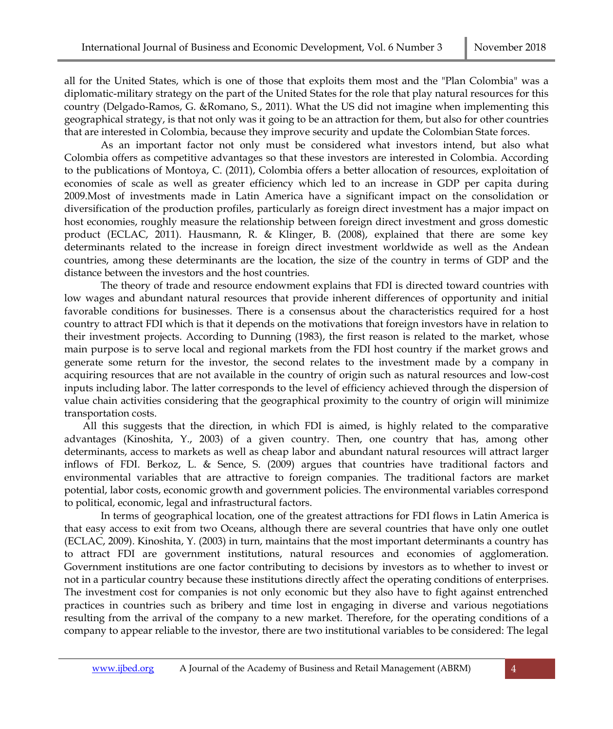all for the United States, which is one of those that exploits them most and the "Plan Colombia" was a diplomatic-military strategy on the part of the United States for the role that play natural resources for this country (Delgado-Ramos, G. &Romano, S., 2011). What the US did not imagine when implementing this geographical strategy, is that not only was it going to be an attraction for them, but also for other countries that are interested in Colombia, because they improve security and update the Colombian State forces.

As an important factor not only must be considered what investors intend, but also what Colombia offers as competitive advantages so that these investors are interested in Colombia. According to the publications of Montoya, C. (2011), Colombia offers a better allocation of resources, exploitation of economies of scale as well as greater efficiency which led to an increase in GDP per capita during 2009.Most of investments made in Latin America have a significant impact on the consolidation or diversification of the production profiles, particularly as foreign direct investment has a major impact on host economies, roughly measure the relationship between foreign direct investment and gross domestic product (ECLAC, 2011). Hausmann, R. & Klinger, B. (2008), explained that there are some key determinants related to the increase in foreign direct investment worldwide as well as the Andean countries, among these determinants are the location, the size of the country in terms of GDP and the distance between the investors and the host countries.

The theory of trade and resource endowment explains that FDI is directed toward countries with low wages and abundant natural resources that provide inherent differences of opportunity and initial favorable conditions for businesses. There is a consensus about the characteristics required for a host country to attract FDI which is that it depends on the motivations that foreign investors have in relation to their investment projects. According to Dunning (1983), the first reason is related to the market, whose main purpose is to serve local and regional markets from the FDI host country if the market grows and generate some return for the investor, the second relates to the investment made by a company in acquiring resources that are not available in the country of origin such as natural resources and low-cost inputs including labor. The latter corresponds to the level of efficiency achieved through the dispersion of value chain activities considering that the geographical proximity to the country of origin will minimize transportation costs.

All this suggests that the direction, in which FDI is aimed, is highly related to the comparative advantages (Kinoshita, Y., 2003) of a given country. Then, one country that has, among other determinants, access to markets as well as cheap labor and abundant natural resources will attract larger inflows of FDI. Berkoz, L. & Sence, S. (2009) argues that countries have traditional factors and environmental variables that are attractive to foreign companies. The traditional factors are market potential, labor costs, economic growth and government policies. The environmental variables correspond to political, economic, legal and infrastructural factors.

In terms of geographical location, one of the greatest attractions for FDI flows in Latin America is that easy access to exit from two Oceans, although there are several countries that have only one outlet (ECLAC, 2009). Kinoshita, Y. (2003) in turn, maintains that the most important determinants a country has to attract FDI are government institutions, natural resources and economies of agglomeration. Government institutions are one factor contributing to decisions by investors as to whether to invest or not in a particular country because these institutions directly affect the operating conditions of enterprises. The investment cost for companies is not only economic but they also have to fight against entrenched practices in countries such as bribery and time lost in engaging in diverse and various negotiations resulting from the arrival of the company to a new market. Therefore, for the operating conditions of a company to appear reliable to the investor, there are two institutional variables to be considered: The legal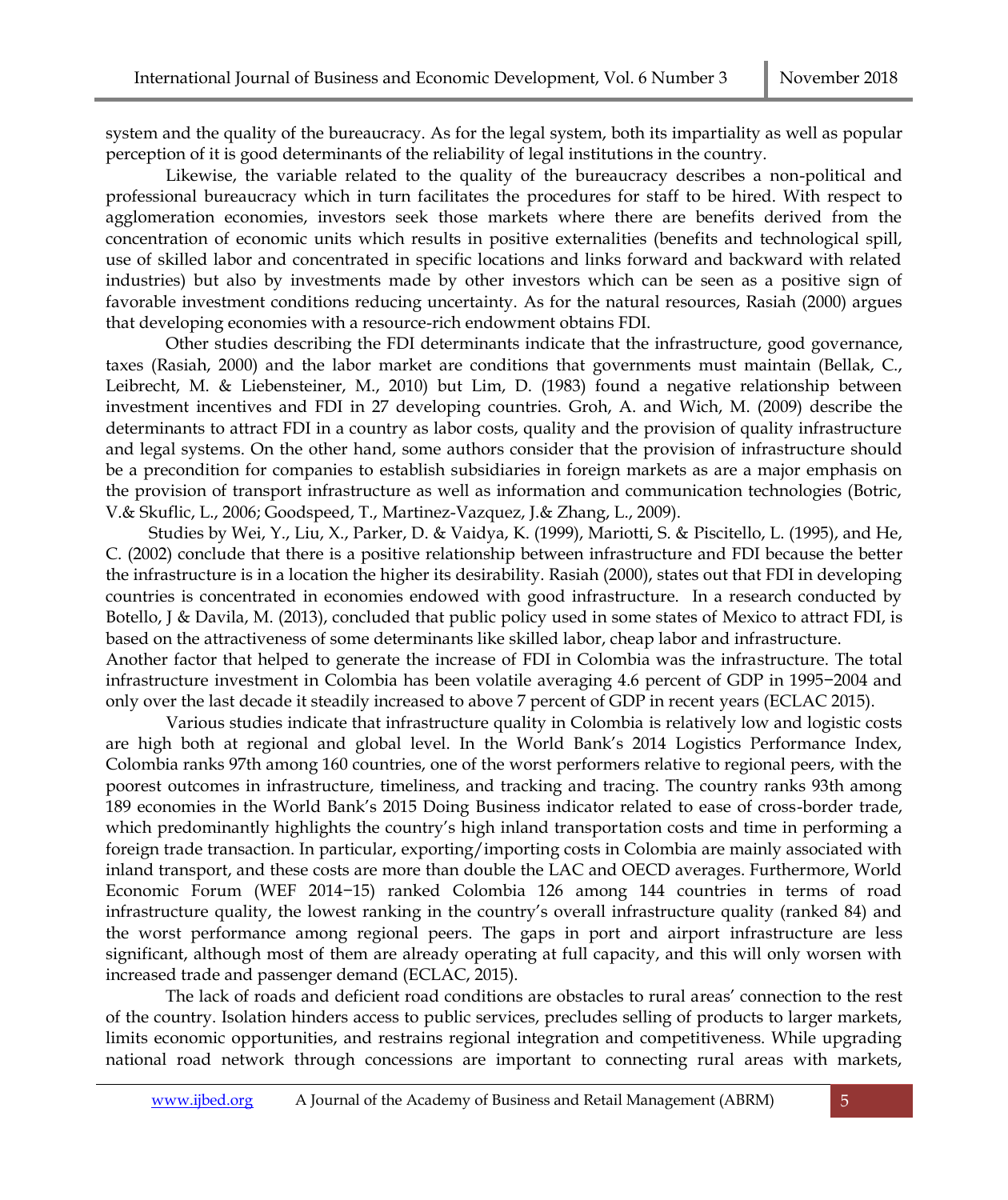system and the quality of the bureaucracy. As for the legal system, both its impartiality as well as popular perception of it is good determinants of the reliability of legal institutions in the country.

Likewise, the variable related to the quality of the bureaucracy describes a non-political and professional bureaucracy which in turn facilitates the procedures for staff to be hired. With respect to agglomeration economies, investors seek those markets where there are benefits derived from the concentration of economic units which results in positive externalities (benefits and technological spill, use of skilled labor and concentrated in specific locations and links forward and backward with related industries) but also by investments made by other investors which can be seen as a positive sign of favorable investment conditions reducing uncertainty. As for the natural resources, Rasiah (2000) argues that developing economies with a resource-rich endowment obtains FDI.

Other studies describing the FDI determinants indicate that the infrastructure, good governance, taxes (Rasiah, 2000) and the labor market are conditions that governments must maintain (Bellak, C., Leibrecht, M. & Liebensteiner, M., 2010) but Lim, D. (1983) found a negative relationship between investment incentives and FDI in 27 developing countries. Groh, A. and Wich, M. (2009) describe the determinants to attract FDI in a country as labor costs, quality and the provision of quality infrastructure and legal systems. On the other hand, some authors consider that the provision of infrastructure should be a precondition for companies to establish subsidiaries in foreign markets as are a major emphasis on the provision of transport infrastructure as well as information and communication technologies (Botric, V.& Skuflic, L., 2006; Goodspeed, T., Martinez-Vazquez, J.& Zhang, L., 2009).

Studies by Wei, Y., Liu, X., Parker, D. & Vaidya, K. (1999), Mariotti, S. & Piscitello, L. (1995), and He, C. (2002) conclude that there is a positive relationship between infrastructure and FDI because the better the infrastructure is in a location the higher its desirability. Rasiah (2000), states out that FDI in developing countries is concentrated in economies endowed with good infrastructure. In a research conducted by Botello, J & Davila, M. (2013), concluded that public policy used in some states of Mexico to attract FDI, is based on the attractiveness of some determinants like skilled labor, cheap labor and infrastructure.

Another factor that helped to generate the increase of FDI in Colombia was the infrastructure. The total infrastructure investment in Colombia has been volatile averaging 4.6 percent of GDP in 1995−2004 and only over the last decade it steadily increased to above 7 percent of GDP in recent years (ECLAC 2015).

Various studies indicate that infrastructure quality in Colombia is relatively low and logistic costs are high both at regional and global level. In the World Bank's 2014 Logistics Performance Index, Colombia ranks 97th among 160 countries, one of the worst performers relative to regional peers, with the poorest outcomes in infrastructure, timeliness, and tracking and tracing. The country ranks 93th among 189 economies in the World Bank's 2015 Doing Business indicator related to ease of cross-border trade, which predominantly highlights the country's high inland transportation costs and time in performing a foreign trade transaction. In particular, exporting/importing costs in Colombia are mainly associated with inland transport, and these costs are more than double the LAC and OECD averages. Furthermore, World Economic Forum (WEF 2014−15) ranked Colombia 126 among 144 countries in terms of road infrastructure quality, the lowest ranking in the country's overall infrastructure quality (ranked 84) and the worst performance among regional peers. The gaps in port and airport infrastructure are less significant, although most of them are already operating at full capacity, and this will only worsen with increased trade and passenger demand (ECLAC, 2015).

The lack of roads and deficient road conditions are obstacles to rural areas' connection to the rest of the country. Isolation hinders access to public services, precludes selling of products to larger markets, limits economic opportunities, and restrains regional integration and competitiveness. While upgrading national road network through concessions are important to connecting rural areas with markets,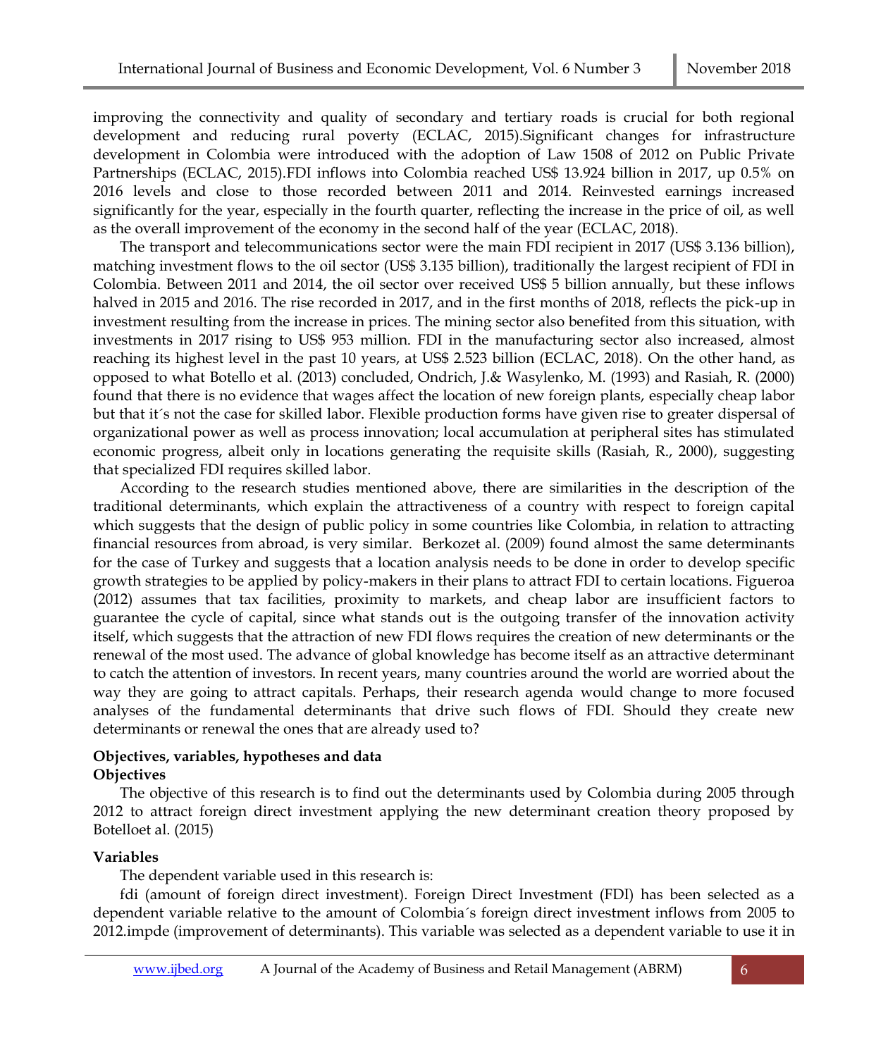improving the connectivity and quality of secondary and tertiary roads is crucial for both regional development and reducing rural poverty (ECLAC, 2015).Significant changes for infrastructure development in Colombia were introduced with the adoption of Law 1508 of 2012 on Public Private Partnerships (ECLAC, 2015).FDI inflows into Colombia reached US$ 13.924 billion in 2017, up 0.5% on 2016 levels and close to those recorded between 2011 and 2014. Reinvested earnings increased significantly for the year, especially in the fourth quarter, reflecting the increase in the price of oil, as well as the overall improvement of the economy in the second half of the year (ECLAC, 2018).

The transport and telecommunications sector were the main FDI recipient in 2017 (US$ 3.136 billion), matching investment flows to the oil sector (US$ 3.135 billion), traditionally the largest recipient of FDI in Colombia. Between 2011 and 2014, the oil sector over received US$ 5 billion annually, but these inflows halved in 2015 and 2016. The rise recorded in 2017, and in the first months of 2018, reflects the pick-up in investment resulting from the increase in prices. The mining sector also benefited from this situation, with investments in 2017 rising to US$ 953 million. FDI in the manufacturing sector also increased, almost reaching its highest level in the past 10 years, at US$ 2.523 billion (ECLAC, 2018). On the other hand, as opposed to what Botello et al. (2013) concluded, Ondrich, J.& Wasylenko, M. (1993) and Rasiah, R. (2000) found that there is no evidence that wages affect the location of new foreign plants, especially cheap labor but that it´s not the case for skilled labor. Flexible production forms have given rise to greater dispersal of organizational power as well as process innovation; local accumulation at peripheral sites has stimulated economic progress, albeit only in locations generating the requisite skills (Rasiah, R., 2000), suggesting that specialized FDI requires skilled labor.

According to the research studies mentioned above, there are similarities in the description of the traditional determinants, which explain the attractiveness of a country with respect to foreign capital which suggests that the design of public policy in some countries like Colombia, in relation to attracting financial resources from abroad, is very similar. Berkozet al. (2009) found almost the same determinants for the case of Turkey and suggests that a location analysis needs to be done in order to develop specific growth strategies to be applied by policy-makers in their plans to attract FDI to certain locations. Figueroa (2012) assumes that tax facilities, proximity to markets, and cheap labor are insufficient factors to guarantee the cycle of capital, since what stands out is the outgoing transfer of the innovation activity itself, which suggests that the attraction of new FDI flows requires the creation of new determinants or the renewal of the most used. The advance of global knowledge has become itself as an attractive determinant to catch the attention of investors. In recent years, many countries around the world are worried about the way they are going to attract capitals. Perhaps, their research agenda would change to more focused analyses of the fundamental determinants that drive such flows of FDI. Should they create new determinants or renewal the ones that are already used to?

## Objectives, variables, hypotheses and data

### Objectives

The objective of this research is to find out the determinants used by Colombia during 2005 through 2012 to attract foreign direct investment applying the new determinant creation theory proposed by Botelloet al. (2015)

### Variables

The dependent variable used in this research is:

fdi (amount of foreign direct investment). Foreign Direct Investment (FDI) has been selected as a dependent variable relative to the amount of Colombia´s foreign direct investment inflows from 2005 to 2012.impde (improvement of determinants). This variable was selected as a dependent variable to use it in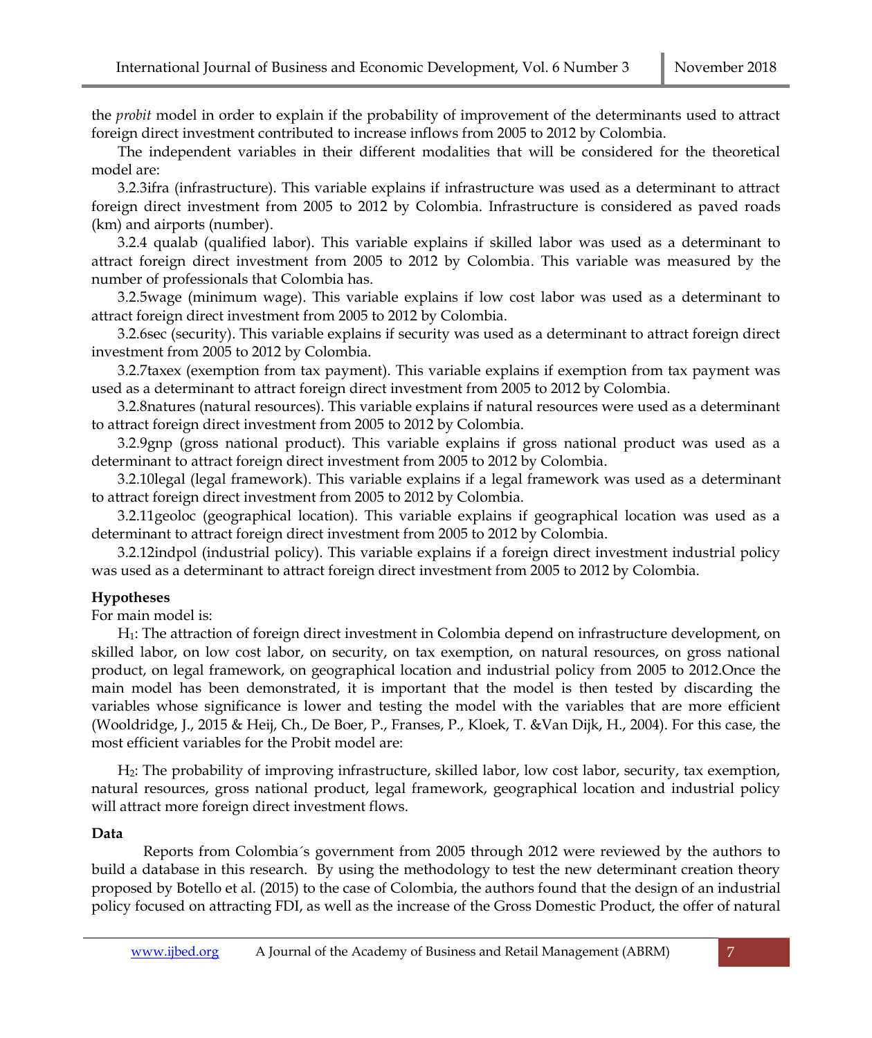the *probit* model in order to explain if the probability of improvement of the determinants used to attract foreign direct investment contributed to increase inflows from 2005 to 2012 by Colombia.

The independent variables in their different modalities that will be considered for the theoretical model are:

3.2.3ifra (infrastructure). This variable explains if infrastructure was used as a determinant to attract foreign direct investment from 2005 to 2012 by Colombia. Infrastructure is considered as paved roads (km) and airports (number).

3.2.4 qualab (qualified labor). This variable explains if skilled labor was used as a determinant to attract foreign direct investment from 2005 to 2012 by Colombia. This variable was measured by the number of professionals that Colombia has.

3.2.5wage (minimum wage). This variable explains if low cost labor was used as a determinant to attract foreign direct investment from 2005 to 2012 by Colombia.

3.2.6sec (security). This variable explains if security was used as a determinant to attract foreign direct investment from 2005 to 2012 by Colombia.

3.2.7taxex (exemption from tax payment). This variable explains if exemption from tax payment was used as a determinant to attract foreign direct investment from 2005 to 2012 by Colombia.

3.2.8natures (natural resources). This variable explains if natural resources were used as a determinant to attract foreign direct investment from 2005 to 2012 by Colombia.

3.2.9gnp (gross national product). This variable explains if gross national product was used as a determinant to attract foreign direct investment from 2005 to 2012 by Colombia.

3.2.10legal (legal framework). This variable explains if a legal framework was used as a determinant to attract foreign direct investment from 2005 to 2012 by Colombia.

3.2.11geoloc (geographical location). This variable explains if geographical location was used as a determinant to attract foreign direct investment from 2005 to 2012 by Colombia.

3.2.12indpol (industrial policy). This variable explains if a foreign direct investment industrial policy was used as a determinant to attract foreign direct investment from 2005 to 2012 by Colombia.

**Hypotheses**

For main model is:

$H_1$: The attraction of foreign direct investment in Colombia depend on infrastructure development, on skilled labor, on low cost labor, on security, on tax exemption, on natural resources, on gross national product, on legal framework, on geographical location and industrial policy from 2005 to 2012.Once the main model has been demonstrated, it is important that the model is then tested by discarding the variables whose significance is lower and testing the model with the variables that are more efficient (Wooldridge, J., 2015 & Heij, Ch., De Boer, P., Franses, P., Kloek, T. &Van Dijk, H., 2004). For this case, the most efficient variables for the Probit model are:

$H_2$: The probability of improving infrastructure, skilled labor, low cost labor, security, tax exemption, natural resources, gross national product, legal framework, geographical location and industrial policy will attract more foreign direct investment flows.

**Data**

Reports from Colombia´s government from 2005 through 2012 were reviewed by the authors to build a database in this research. By using the methodology to test the new determinant creation theory proposed by Botello et al. (2015) to the case of Colombia, the authors found that the design of an industrial policy focused on attracting FDI, as well as the increase of the Gross Domestic Product, the offer of natural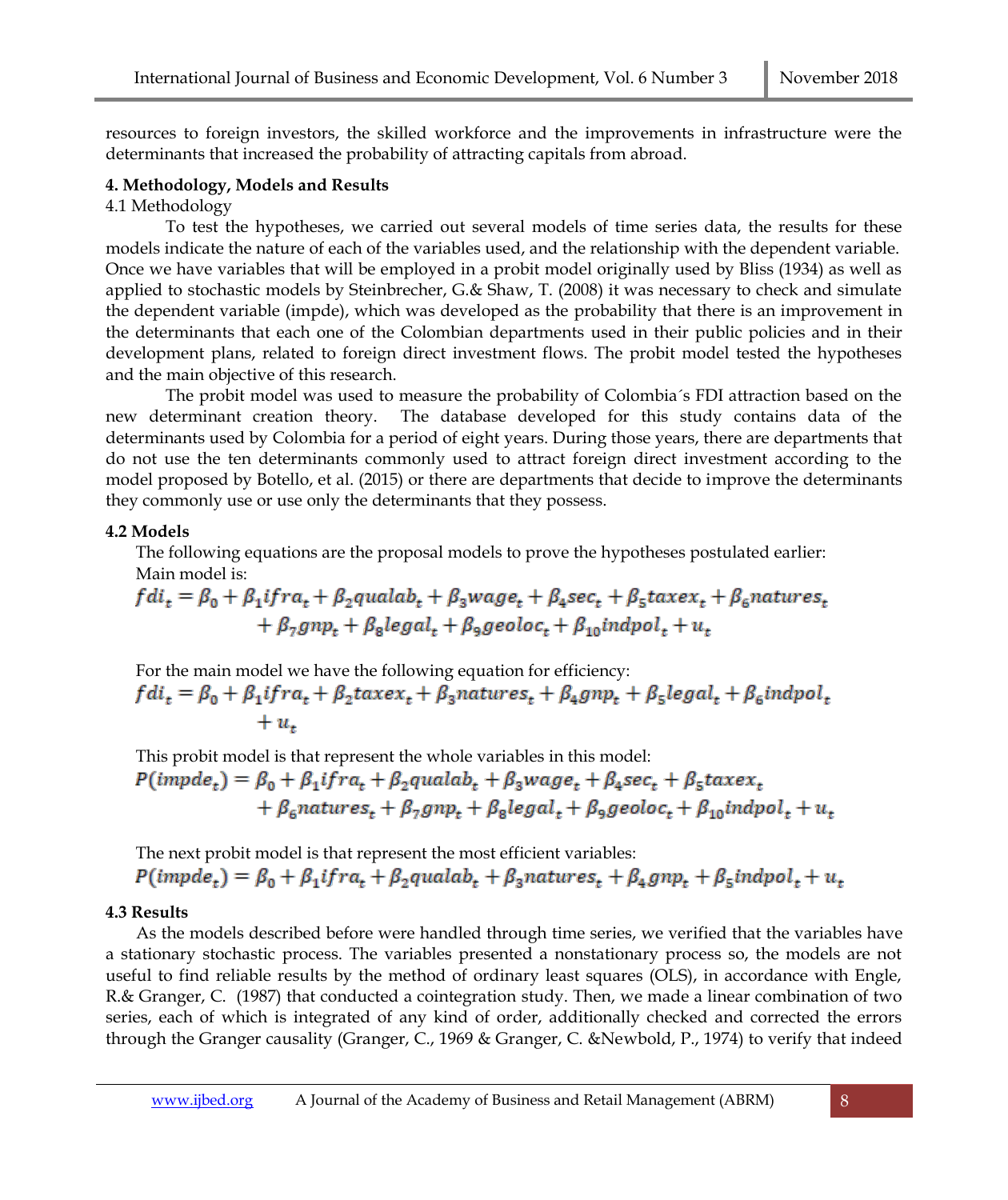resources to foreign investors, the skilled workforce and the improvements in infrastructure were the determinants that increased the probability of attracting capitals from abroad.

## 4. Methodology, Models and Results

### 4.1 Methodology

To test the hypotheses, we carried out several models of time series data, the results for these models indicate the nature of each of the variables used, and the relationship with the dependent variable. Once we have variables that will be employed in a probit model originally used by Bliss (1934) as well as applied to stochastic models by Steinbrecher, G.& Shaw, T. (2008) it was necessary to check and simulate the dependent variable (impde), which was developed as the probability that there is an improvement in the determinants that each one of the Colombian departments used in their public policies and in their development plans, related to foreign direct investment flows. The probit model tested the hypotheses and the main objective of this research.

The probit model was used to measure the probability of Colombia´s FDI attraction based on the new determinant creation theory. The database developed for this study contains data of the determinants used by Colombia for a period of eight years. During those years, there are departments that do not use the ten determinants commonly used to attract foreign direct investment according to the model proposed by Botello, et al. (2015) or there are departments that decide to improve the determinants they commonly use or use only the determinants that they possess.

### 4.2 Models

The following equations are the proposal models to prove the hypotheses postulated earlier:

Main model is:

$$fdi_t = \beta_0 + \beta_1 ifra_t + \beta_2 qualab_t + \beta_3 wage_t + \beta_4 sec_t + \beta_5 taxex_t + \beta_6 natures_t + \beta_7 gnp_t + \beta_8 legal_t + \beta_9 geoloc_t + \beta_{10} indpol_t + u_t$$

For the main model we have the following equation for efficiency:

$$fdi_t = \beta_0 + \beta_1 ifra_t + \beta_2 taxex_t + \beta_3 natures_t + \beta_4 gnp_t + \beta_5 legal_t + \beta_6 indpol_t + u_t$$

This probit model is that represent the whole variables in this model:

$$P(impde_t) = \beta_0 + \beta_1 ifra_t + \beta_2 qualab_t + \beta_3 wage_t + \beta_4 sec_t + \beta_5 taxex_t + \beta_6 natures_t + \beta_7 gnp_t + \beta_8 legal_t + \beta_9 geoloc_t + \beta_{10} indpol_t + u_t$$

The next probit model is that represent the most efficient variables:

$$P(impde_t) = \beta_0 + \beta_1 ifra_t + \beta_2 qualab_t + \beta_3 natures_t + \beta_4 gnp_t + \beta_5 indpol_t + u_t$$

### 4.3 Results

As the models described before were handled through time series, we verified that the variables have a stationary stochastic process. The variables presented a nonstationary process so, the models are not useful to find reliable results by the method of ordinary least squares (OLS), in accordance with Engle, R.& Granger, C. (1987) that conducted a cointegration study. Then, we made a linear combination of two series, each of which is integrated of any kind of order, additionally checked and corrected the errors through the Granger causality (Granger, C., 1969 & Granger, C. &Newbold, P., 1974) to verify that indeed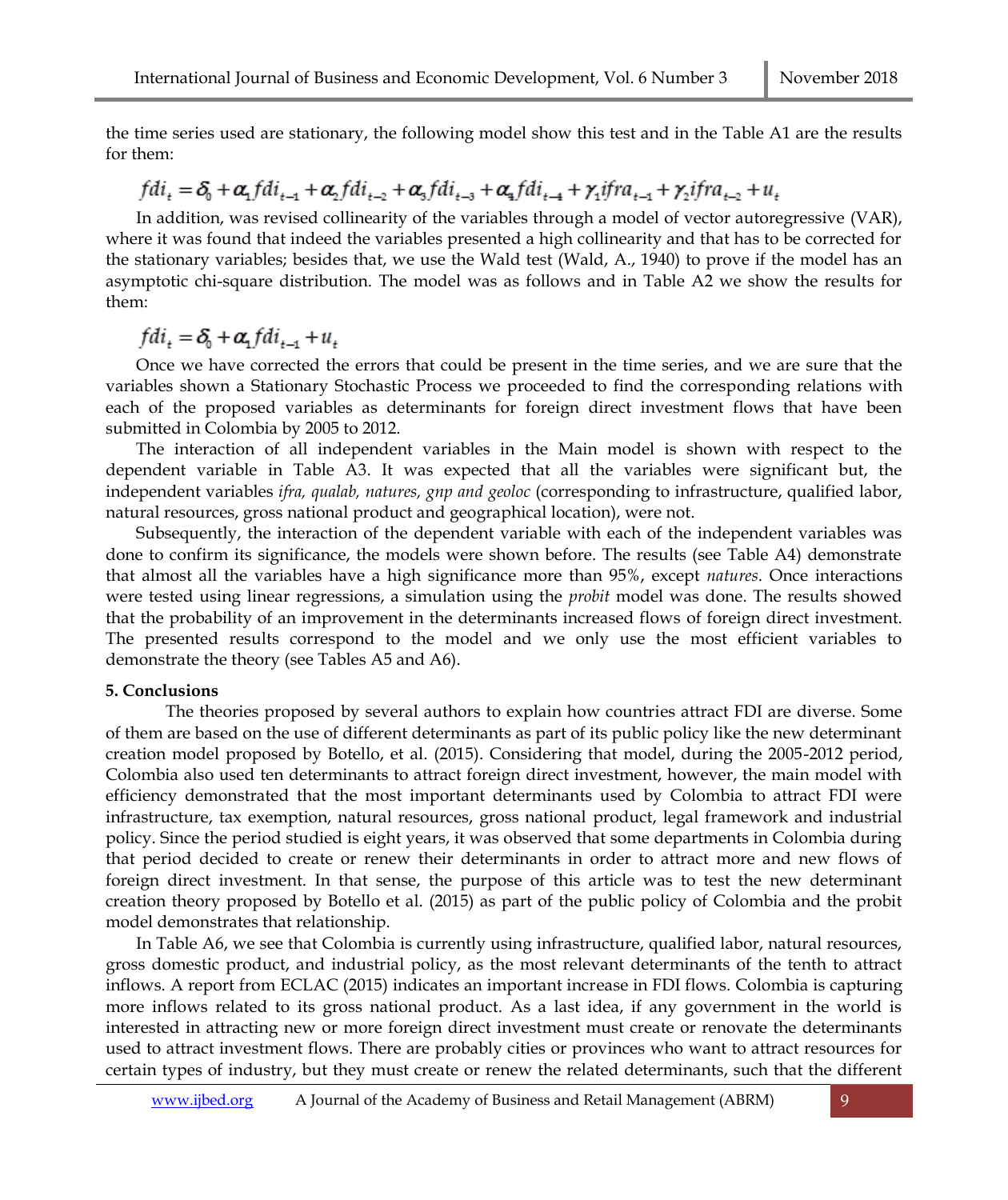the time series used are stationary, the following model show this test and in the Table A1 are the results for them:

$$fdi_t = \delta_0 + \alpha_1 fdi_{t-1} + \alpha_2 fdi_{t-2} + \alpha_3 fdi_{t-3} + \alpha_4 fdi_{t-4} + \gamma_1 ifra_{t-1} + \gamma_2 ifra_{t-2} + u_t$$

In addition, was revised collinearity of the variables through a model of vector autoregressive (VAR), where it was found that indeed the variables presented a high collinearity and that has to be corrected for the stationary variables; besides that, we use the Wald test (Wald, A., 1940) to prove if the model has an asymptotic chi-square distribution. The model was as follows and in Table A2 we show the results for them:

$$fdi_t = \delta_0 + \alpha_1 fdi_{t-1} + u_t$$

Once we have corrected the errors that could be present in the time series, and we are sure that the variables shown a Stationary Stochastic Process we proceeded to find the corresponding relations with each of the proposed variables as determinants for foreign direct investment flows that have been submitted in Colombia by 2005 to 2012.

The interaction of all independent variables in the Main model is shown with respect to the dependent variable in Table A3. It was expected that all the variables were significant but, the independent variables *ifra, qualab, natures, gnp and geoloc* (corresponding to infrastructure, qualified labor, natural resources, gross national product and geographical location), were not.

Subsequently, the interaction of the dependent variable with each of the independent variables was done to confirm its significance, the models were shown before. The results (see Table A4) demonstrate that almost all the variables have a high significance more than 95%, except *natures*. Once interactions were tested using linear regressions, a simulation using the *probit* model was done. The results showed that the probability of an improvement in the determinants increased flows of foreign direct investment. The presented results correspond to the model and we only use the most efficient variables to demonstrate the theory (see Tables A5 and A6).

## 5. Conclusions

The theories proposed by several authors to explain how countries attract FDI are diverse. Some of them are based on the use of different determinants as part of its public policy like the new determinant creation model proposed by Botello, et al. (2015). Considering that model, during the 2005-2012 period, Colombia also used ten determinants to attract foreign direct investment, however, the main model with efficiency demonstrated that the most important determinants used by Colombia to attract FDI were infrastructure, tax exemption, natural resources, gross national product, legal framework and industrial policy. Since the period studied is eight years, it was observed that some departments in Colombia during that period decided to create or renew their determinants in order to attract more and new flows of foreign direct investment. In that sense, the purpose of this article was to test the new determinant creation theory proposed by Botello et al. (2015) as part of the public policy of Colombia and the probit model demonstrates that relationship.

In Table A6, we see that Colombia is currently using infrastructure, qualified labor, natural resources, gross domestic product, and industrial policy, as the most relevant determinants of the tenth to attract inflows. A report from ECLAC (2015) indicates an important increase in FDI flows. Colombia is capturing more inflows related to its gross national product. As a last idea, if any government in the world is interested in attracting new or more foreign direct investment must create or renovate the determinants used to attract investment flows. There are probably cities or provinces who want to attract resources for certain types of industry, but they must create or renew the related determinants, such that the different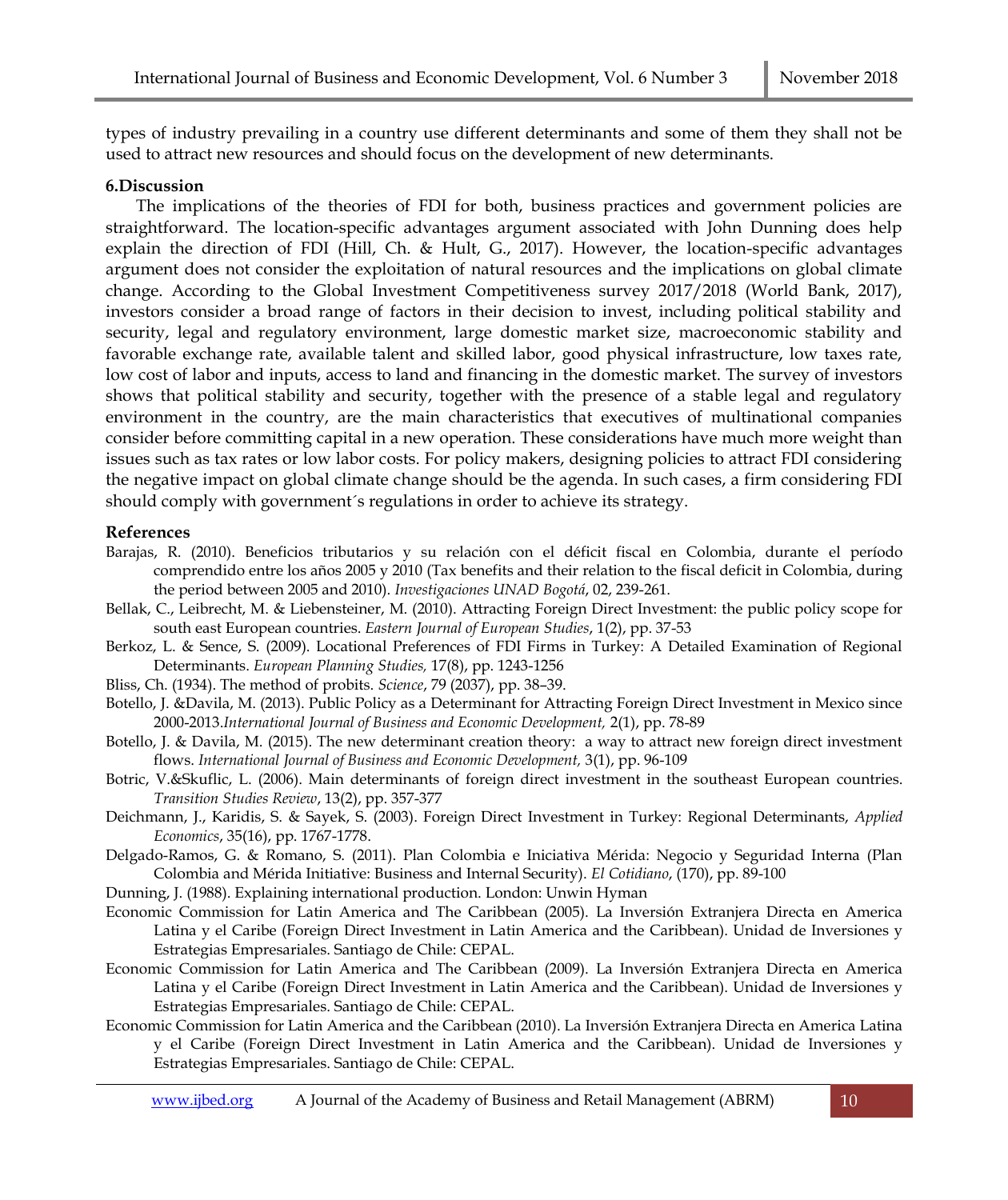types of industry prevailing in a country use different determinants and some of them they shall not be used to attract new resources and should focus on the development of new determinants.

## 6.Discussion

The implications of the theories of FDI for both, business practices and government policies are straightforward. The location-specific advantages argument associated with John Dunning does help explain the direction of FDI (Hill, Ch. & Hult, G., 2017). However, the location-specific advantages argument does not consider the exploitation of natural resources and the implications on global climate change. According to the Global Investment Competitiveness survey 2017/2018 (World Bank, 2017), investors consider a broad range of factors in their decision to invest, including political stability and security, legal and regulatory environment, large domestic market size, macroeconomic stability and favorable exchange rate, available talent and skilled labor, good physical infrastructure, low taxes rate, low cost of labor and inputs, access to land and financing in the domestic market. The survey of investors shows that political stability and security, together with the presence of a stable legal and regulatory environment in the country, are the main characteristics that executives of multinational companies consider before committing capital in a new operation. These considerations have much more weight than issues such as tax rates or low labor costs. For policy makers, designing policies to attract FDI considering the negative impact on global climate change should be the agenda. In such cases, a firm considering FDI should comply with government´s regulations in order to achieve its strategy.

## References

Barajas, R. (2010). Beneficios tributarios y su relación con el déficit fiscal en Colombia, durante el período comprendido entre los años 2005 y 2010 (Tax benefits and their relation to the fiscal deficit in Colombia, during the period between 2005 and 2010). *Investigaciones UNAD Bogotá*, 02, 239-261.

Bellak, C., Leibrecht, M. & Liebensteiner, M. (2010). Attracting Foreign Direct Investment: the public policy scope for south east European countries. *Eastern Journal of European Studies*, 1(2), pp. 37-53

Berkoz, L. & Sence, S. (2009). Locational Preferences of FDI Firms in Turkey: A Detailed Examination of Regional Determinants. *European Planning Studies,* 17(8), pp. 1243-1256

Bliss, Ch. (1934). The method of probits. *Science*, 79 (2037), pp. 38–39.

Botello, J. &Davila, M. (2013). Public Policy as a Determinant for Attracting Foreign Direct Investment in Mexico since 2000-2013.*International Journal of Business and Economic Development,* 2(1), pp. 78-89

Botello, J. & Davila, M. (2015). The new determinant creation theory: a way to attract new foreign direct investment flows. *International Journal of Business and Economic Development,* 3(1), pp. 96-109

Botric, V.&Skuflic, L. (2006). Main determinants of foreign direct investment in the southeast European countries. *Transition Studies Review*, 13(2), pp. 357-377

Deichmann, J., Karidis, S. & Sayek, S. (2003). Foreign Direct Investment in Turkey: Regional Determinants, *Applied Economics*, 35(16), pp. 1767-1778.

Delgado-Ramos, G. & Romano, S. (2011). Plan Colombia e Iniciativa Mérida: Negocio y Seguridad Interna (Plan Colombia and Mérida Initiative: Business and Internal Security). *El Cotidiano*, (170), pp. 89-100

Dunning, J. (1988). Explaining international production. London: Unwin Hyman

Economic Commission for Latin America and The Caribbean (2005). La Inversión Extranjera Directa en America Latina y el Caribe (Foreign Direct Investment in Latin America and the Caribbean). Unidad de Inversiones y Estrategias Empresariales. Santiago de Chile: CEPAL.

Economic Commission for Latin America and The Caribbean (2009). La Inversión Extranjera Directa en America Latina y el Caribe (Foreign Direct Investment in Latin America and the Caribbean). Unidad de Inversiones y Estrategias Empresariales. Santiago de Chile: CEPAL.

Economic Commission for Latin America and the Caribbean (2010). La Inversión Extranjera Directa en America Latina y el Caribe (Foreign Direct Investment in Latin America and the Caribbean). Unidad de Inversiones y Estrategias Empresariales. Santiago de Chile: CEPAL.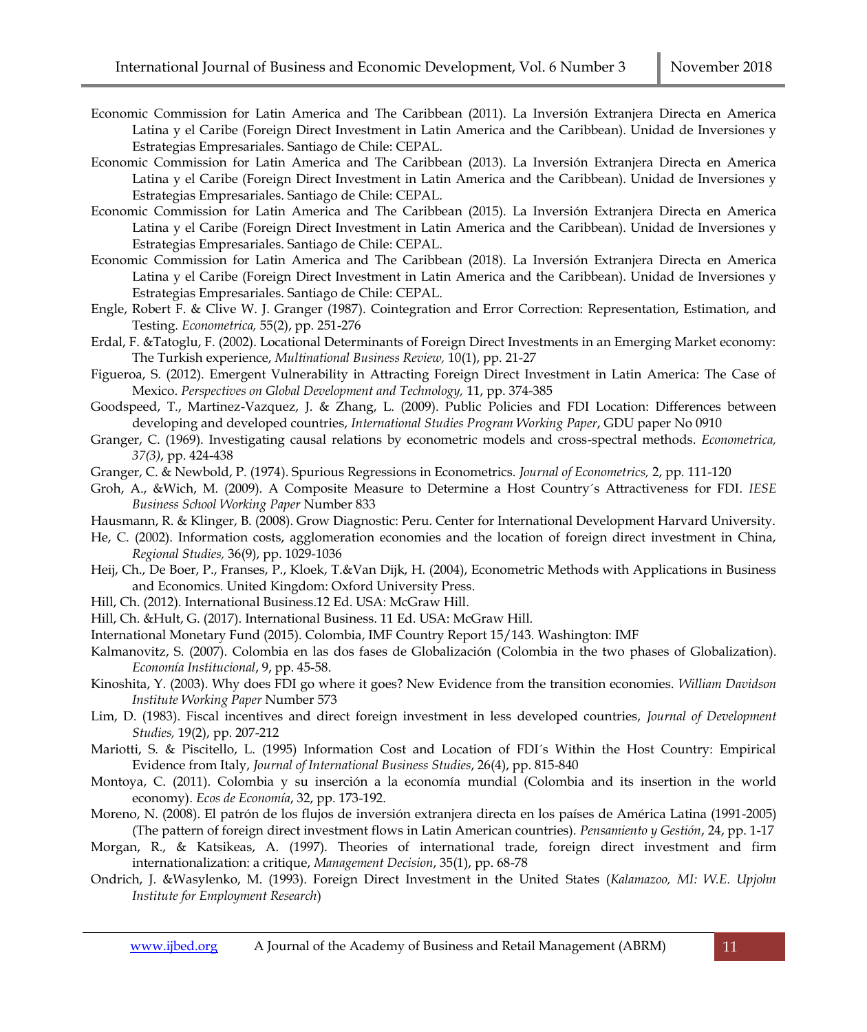Economic Commission for Latin America and The Caribbean (2011). La Inversión Extranjera Directa en America Latina y el Caribe (Foreign Direct Investment in Latin America and the Caribbean). Unidad de Inversiones y Estrategias Empresariales. Santiago de Chile: CEPAL.

Economic Commission for Latin America and The Caribbean (2013). La Inversión Extranjera Directa en America Latina y el Caribe (Foreign Direct Investment in Latin America and the Caribbean). Unidad de Inversiones y Estrategias Empresariales. Santiago de Chile: CEPAL.

Economic Commission for Latin America and The Caribbean (2015). La Inversión Extranjera Directa en America Latina y el Caribe (Foreign Direct Investment in Latin America and the Caribbean). Unidad de Inversiones y Estrategias Empresariales. Santiago de Chile: CEPAL.

Economic Commission for Latin America and The Caribbean (2018). La Inversión Extranjera Directa en America Latina y el Caribe (Foreign Direct Investment in Latin America and the Caribbean). Unidad de Inversiones y Estrategias Empresariales. Santiago de Chile: CEPAL.

Engle, Robert F. & Clive W. J. Granger (1987). Cointegration and Error Correction: Representation, Estimation, and Testing. *Econometrica,* 55(2), pp. 251-276

Erdal, F. &Tatoglu, F. (2002). Locational Determinants of Foreign Direct Investments in an Emerging Market economy: The Turkish experience, *Multinational Business Review,* 10(1), pp. 21-27

Figueroa, S. (2012). Emergent Vulnerability in Attracting Foreign Direct Investment in Latin America: The Case of Mexico. *Perspectives on Global Development and Technology,* 11, pp. 374-385

Goodspeed, T., Martinez-Vazquez, J. & Zhang, L. (2009). Public Policies and FDI Location: Differences between developing and developed countries, *International Studies Program Working Paper*, GDU paper No 0910

Granger, C. (1969). Investigating causal relations by econometric models and cross-spectral methods. *Econometrica, 37(3)*, pp. 424-438

Granger, C. & Newbold, P. (1974). Spurious Regressions in Econometrics. *Journal of Econometrics,* 2, pp. 111-120

Groh, A., &Wich, M. (2009). A Composite Measure to Determine a Host Country´s Attractiveness for FDI. *IESE Business School Working Paper* Number 833

Hausmann, R. & Klinger, B. (2008). Grow Diagnostic: Peru. Center for International Development Harvard University.

He, C. (2002). Information costs, agglomeration economies and the location of foreign direct investment in China, *Regional Studies,* 36(9), pp. 1029-1036

Heij, Ch., De Boer, P., Franses, P., Kloek, T.&Van Dijk, H. (2004), Econometric Methods with Applications in Business and Economics. United Kingdom: Oxford University Press.

Hill, Ch. (2012). International Business.12 Ed. USA: McGraw Hill.

Hill, Ch. &Hult, G. (2017). International Business. 11 Ed. USA: McGraw Hill.

International Monetary Fund (2015). Colombia, IMF Country Report 15/143. Washington: IMF

Kalmanovitz, S. (2007). Colombia en las dos fases de Globalización (Colombia in the two phases of Globalization). *Economía Institucional*, 9, pp. 45-58.

Kinoshita, Y. (2003). Why does FDI go where it goes? New Evidence from the transition economies. *William Davidson Institute Working Paper* Number 573

Lim, D. (1983). Fiscal incentives and direct foreign investment in less developed countries, *Journal of Development Studies,* 19(2), pp. 207-212

Mariotti, S. & Piscitello, L. (1995) Information Cost and Location of FDI´s Within the Host Country: Empirical Evidence from Italy, *Journal of International Business Studies*, 26(4), pp. 815-840

Montoya, C. (2011). Colombia y su inserción a la economía mundial (Colombia and its insertion in the world economy). *Ecos de Economía*, 32, pp. 173-192.

Moreno, N. (2008). El patrón de los flujos de inversión extranjera directa en los países de América Latina (1991-2005) (The pattern of foreign direct investment flows in Latin American countries). *Pensamiento y Gestión*, 24, pp. 1-17

Morgan, R., & Katsikeas, A. (1997). Theories of international trade, foreign direct investment and firm internationalization: a critique, *Management Decision*, 35(1), pp. 68-78

Ondrich, J. &Wasylenko, M. (1993). Foreign Direct Investment in the United States (*Kalamazoo, MI: W.E. Upjohn Institute for Employment Research*)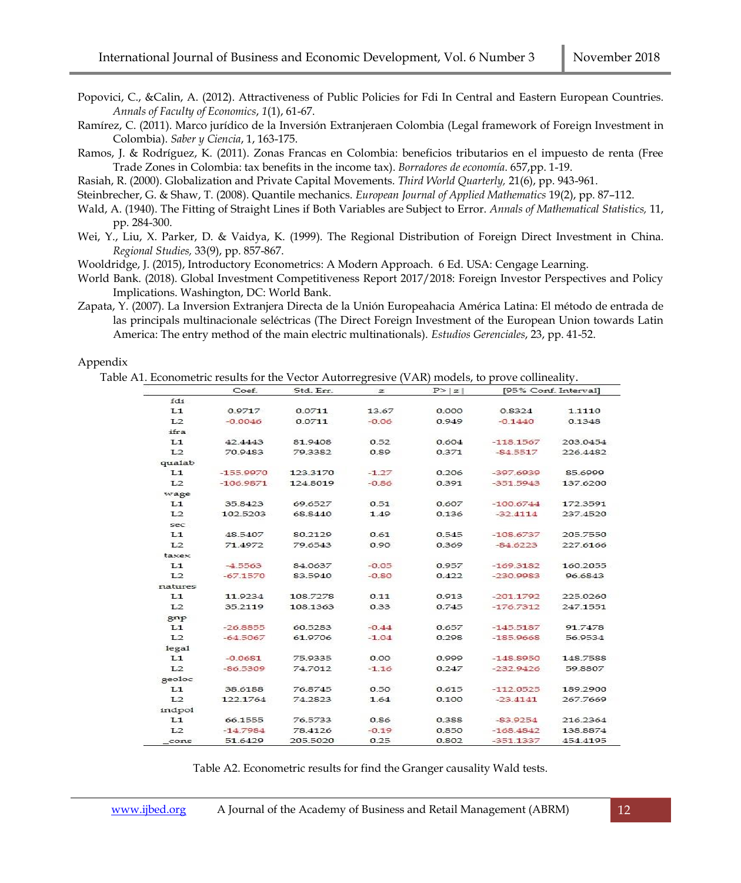Popovici, C., &Calin, A. (2012). Attractiveness of Public Policies for Fdi In Central and Eastern European Countries. *Annals of Faculty of Economics*, *1*(1), 61-67.

Ramírez, C. (2011). Marco jurídico de la Inversión Extranjeraen Colombia (Legal framework of Foreign Investment in Colombia). *Saber y Ciencia*, 1, 163-175.

Ramos, J. & Rodríguez, K. (2011). Zonas Francas en Colombia: beneficios tributarios en el impuesto de renta (Free Trade Zones in Colombia: tax benefits in the income tax). *Borradores de economía.* 657,pp. 1-19.

Rasiah, R. (2000). Globalization and Private Capital Movements. *Third World Quarterly,* 21(6), pp. 943-961.

Steinbrecher, G. & Shaw, T. (2008). Quantile mechanics. *European Journal of Applied Mathematics* 19(2), pp. 87–112.

Wald, A. (1940). The Fitting of Straight Lines if Both Variables are Subject to Error. *Annals of Mathematical Statistics,* 11, pp. 284-300.

Wei, Y., Liu, X. Parker, D. & Vaidya, K. (1999). The Regional Distribution of Foreign Direct Investment in China. *Regional Studies,* 33(9), pp. 857-867.

Wooldridge, J. (2015), Introductory Econometrics: A Modern Approach. 6 Ed. USA: Cengage Learning.

World Bank. (2018). Global Investment Competitiveness Report 2017/2018: Foreign Investor Perspectives and Policy Implications. Washington, DC: World Bank.

Zapata, Y. (2007). La Inversion Extranjera Directa de la Unión Europeahacia América Latina: El método de entrada de las principals multinacionale seléctricas (The Direct Foreign Investment of the European Union towards Latin America: The entry method of the main electric multinationals). *Estudios Gerenciales*, 23, pp. 41-52.

Appendix

Table A1. Econometric results for the Vector Autorregresive (VAR) models, to prove collineality.

| | Coef. | Std. Err. | z | P>\|z\| | [95% Conf. Interval] | |
|---|---|---|---|---|---|---|
| fdi | | | | | | |
| L1 | 0.9717 | 0.0711 | 13.67 | 0.000 | 0.8324 | 1.1110 |
| L2 | -0.0046 | 0.0711 | -0.06 | 0.949 | -0.1440 | 0.1348 |
| ifra | | | | | | |
| L1 | 42.4443 | 81.9408 | 0.52 | 0.604 | -118.1567 | 203.0454 |
| L2 | 70.9483 | 79.3382 | 0.89 | 0.371 | -84.5517 | 226.4482 |
| qualab | | | | | | |
| L1 | -155.9970 | 123.3170 | -1.27 | 0.206 | -397.6939 | 85.6999 |
| L2 | -106.9871 | 124.8019 | -0.86 | 0.391 | -351.5943 | 137.6200 |
| wage | | | | | | |
| L1 | 35.8423 | 69.6527 | 0.51 | 0.607 | -100.6744 | 172.3591 |
| L2 | 102.5203 | 68.8440 | 1.49 | 0.136 | -32.4114 | 237.4520 |
| sec | | | | | | |
| L1 | 48.5407 | 80.2129 | 0.61 | 0.545 | -108.6737 | 205.7550 |
| L2 | 71.4972 | 79.6543 | 0.90 | 0.369 | -84.6223 | 227.6166 |
| taxex | | | | | | |
| L1 | -4.5563 | 84.0637 | -0.05 | 0.957 | -169.3182 | 160.2055 |
| L2 | -67.1570 | 83.5940 | -0.80 | 0.422 | -230.9983 | 96.6843 |
| natures | | | | | | |
| L1 | 11.9234 | 108.7278 | 0.11 | 0.913 | -201.1792 | 225.0260 |
| L2 | 35.2119 | 108.1363 | 0.33 | 0.745 | -176.7312 | 247.1551 |
| gnp | | | | | | |
| L1 | -26.8855 | 60.5283 | -0.44 | 0.657 | -145.5187 | 91.7478 |
| L2 | -64.5067 | 61.9706 | -1.04 | 0.298 | -185.9668 | 56.9534 |
| legal | | | | | | |
| L1 | -0.0681 | 75.9335 | 0.00 | 0.999 | -148.8950 | 148.7588 |
| L2 | -86.5309 | 74.7012 | -1.16 | 0.247 | -232.9426 | 59.8807 |
| geoloc | | | | | | |
| L1 | 38.6188 | 76.8745 | 0.50 | 0.615 | -112.0525 | 189.2900 |
| L2 | 122.1764 | 74.2823 | 1.64 | 0.100 | -23.4141 | 267.7669 |
| indpol | | | | | | |
| L1 | 66.1555 | 76.5733 | 0.86 | 0.388 | -83.9254 | 216.2364 |
| L2 | -14.7984 | 78.4126 | -0.19 | 0.850 | -168.4842 | 138.8874 |
| _cons | 51.6429 | 205.5020 | 0.25 | 0.802 | -351.1337 | 454.4195 |

Table A2. Econometric results for find the Granger causality Wald tests.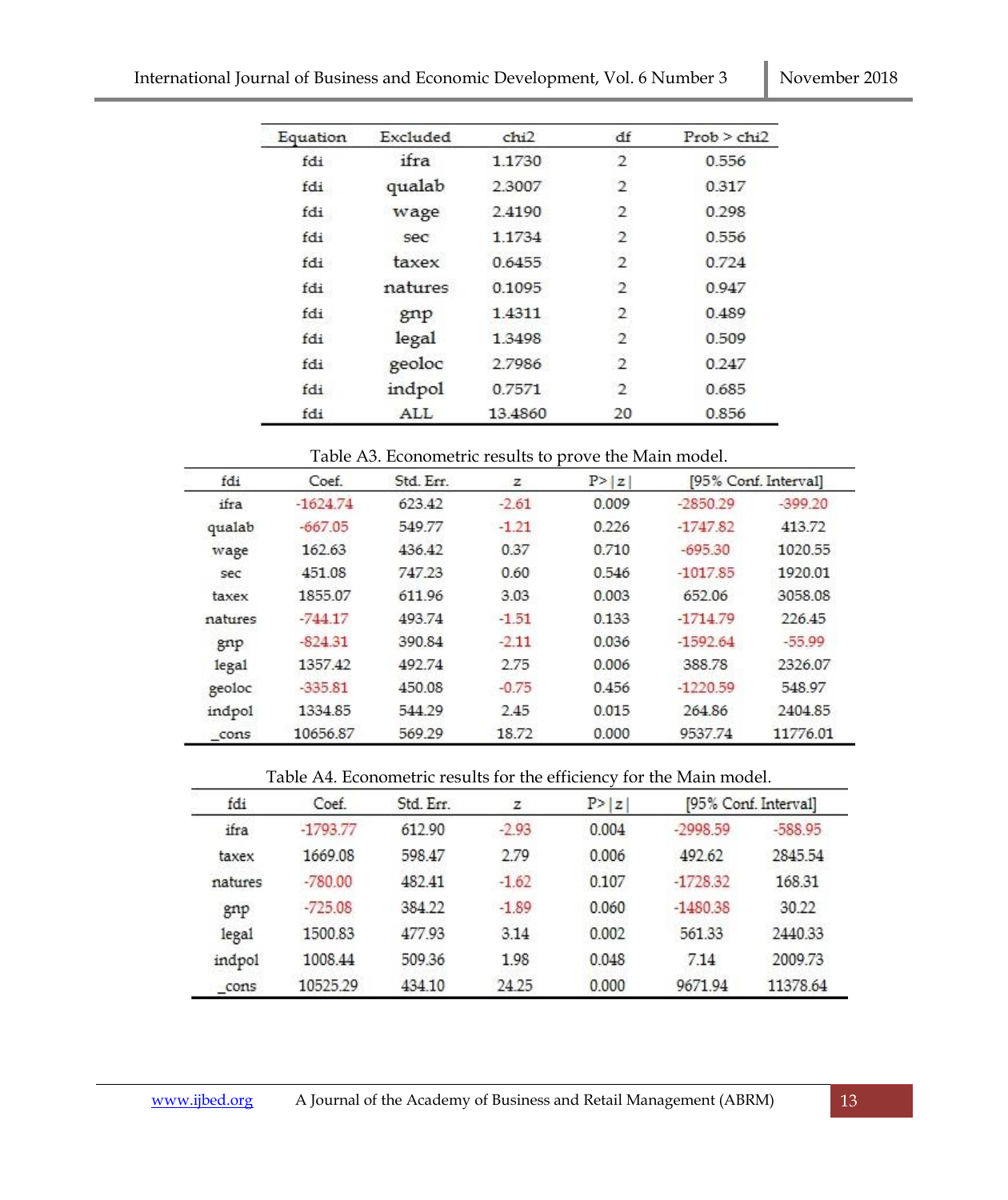| Equation | Excluded | chi2 | df | Prob > chi2 |
|---|---|---|---|---|
| fdi | ifra | 1.1730 | 2 | 0.556 |
| fdi | qualab | 2.3007 | 2 | 0.317 |
| fdi | wage | 2.4190 | 2 | 0.298 |
| fdi | sec | 1.1734 | 2 | 0.556 |
| fdi | taxex | 0.6455 | 2 | 0.724 |
| fdi | natures | 0.1095 | 2 | 0.947 |
| fdi | gnp | 1.4311 | 2 | 0.489 |
| fdi | legal | 1.3498 | 2 | 0.509 |
| fdi | geoloc | 2.7986 | 2 | 0.247 |
| fdi | indpol | 0.7571 | 2 | 0.685 |
| fdi | ALL | 13.4860 | 20 | 0.856 |

Table A3. Econometric results to prove the Main model.

| fdi | Coef. | Std. Err. | z | P>\|z\| | [95% Conf. Interval] | |
|---|---|---|---|---|---|---|
| ifra | -1624.74 | 623.42 | -2.61 | 0.009 | -2850.29 | -399.20 |
| qualab | -667.05 | 549.77 | -1.21 | 0.226 | -1747.82 | 413.72 |
| wage | 162.63 | 436.42 | 0.37 | 0.710 | -695.30 | 1020.55 |
| sec | 451.08 | 747.23 | 0.60 | 0.546 | -1017.85 | 1920.01 |
| taxex | 1855.07 | 611.96 | 3.03 | 0.003 | 652.06 | 3058.08 |
| natures | -744.17 | 493.74 | -1.51 | 0.133 | -1714.79 | 226.45 |
| gnp | -824.31 | 390.84 | -2.11 | 0.036 | -1592.64 | -55.99 |
| legal | 1357.42 | 492.74 | 2.75 | 0.006 | 388.78 | 2326.07 |
| geoloc | -335.81 | 450.08 | -0.75 | 0.456 | -1220.59 | 548.97 |
| indpol | 1334.85 | 544.29 | 2.45 | 0.015 | 264.86 | 2404.85 |
| _cons | 10656.87 | 569.29 | 18.72 | 0.000 | 9537.74 | 11776.01 |

Table A4. Econometric results for the efficiency for the Main model.

| fdi | Coef. | Std. Err. | z | P>\|z\| | [95% Conf. Interval] | |
|---|---|---|---|---|---|---|
| ifra | -1793.77 | 612.90 | -2.93 | 0.004 | -2998.59 | -588.95 |
| taxex | 1669.08 | 598.47 | 2.79 | 0.006 | 492.62 | 2845.54 |
| natures | -780.00 | 482.41 | -1.62 | 0.107 | -1728.32 | 168.31 |
| gnp | -725.08 | 384.22 | -1.89 | 0.060 | -1480.38 | 30.22 |
| legal | 1500.83 | 477.93 | 3.14 | 0.002 | 561.33 | 2440.33 |
| indpol | 1008.44 | 509.36 | 1.98 | 0.048 | 7.14 | 2009.73 |
| _cons | 10525.29 | 434.10 | 24.25 | 0.000 | 9671.94 | 11378.64 |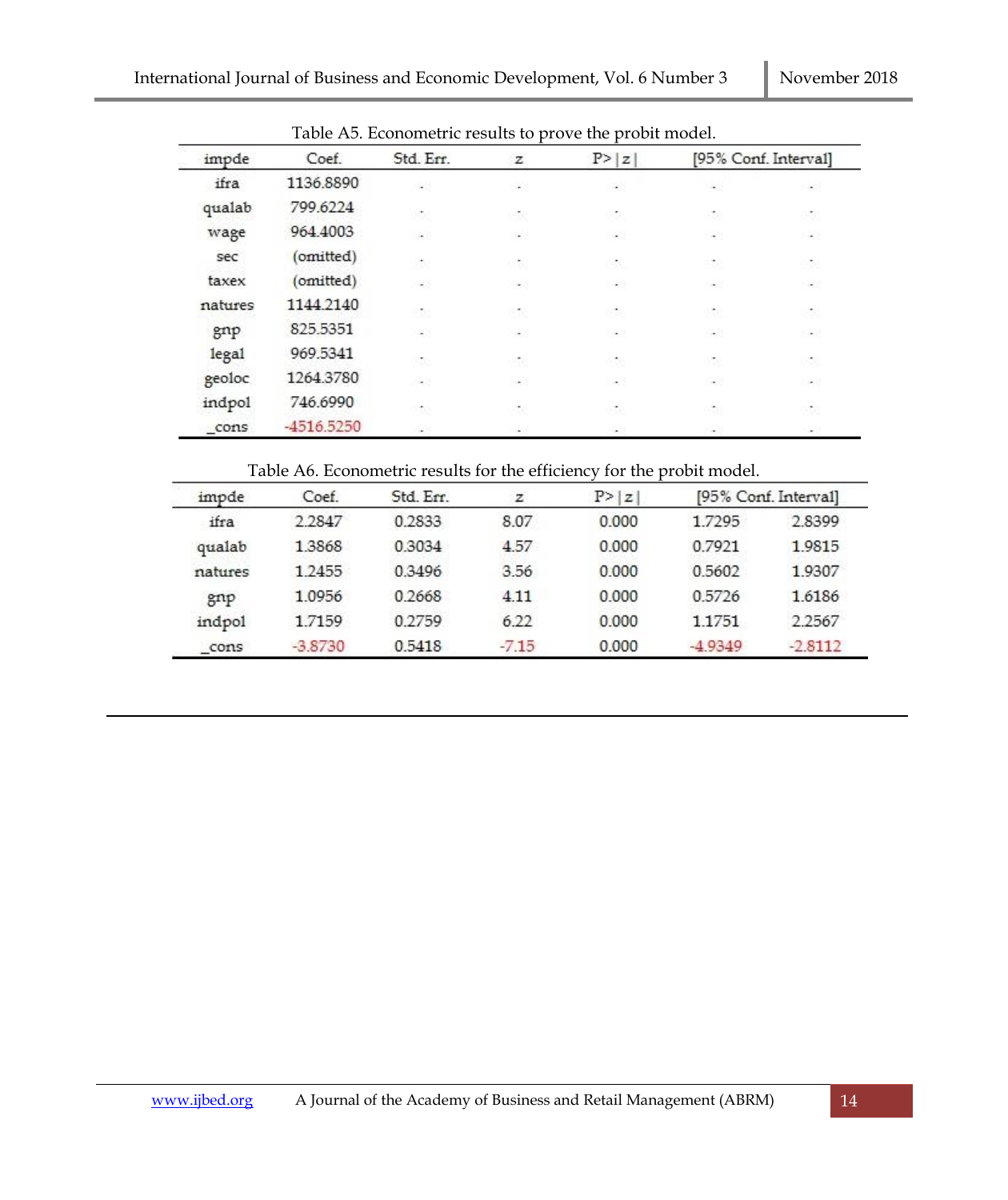Table A5. Econometric results to prove the probit model.

| impde | Coef. | Std. Err. | z | P>\|z\| | [95% Conf. Interval] | |
|---|---|---|---|---|---|---|
| ifra | 1136.8890 | . | . | . | . | . |
| qualab | 799.6224 | . | . | . | . | . |
| wage | 964.4003 | . | . | . | . | . |
| sec | (omitted) | . | . | . | . | . |
| taxex | (omitted) | . | . | . | . | . |
| natures | 1144.2140 | . | . | . | . | . |
| gnp | 825.5351 | . | . | . | . | . |
| legal | 969.5341 | . | . | . | . | . |
| geoloc | 1264.3780 | . | . | . | . | . |
| indpol | 746.6990 | . | . | . | . | . |
| _cons | -4516.5250 | . | . | . | . | . |

Table A6. Econometric results for the efficiency for the probit model.

| impde | Coef. | Std. Err. | z | P>\|z\| | [95% Conf. Interval] | |
|---|---|---|---|---|---|---|
| ifra | 2.2847 | 0.2833 | 8.07 | 0.000 | 1.7295 | 2.8399 |
| qualab | 1.3868 | 0.3034 | 4.57 | 0.000 | 0.7921 | 1.9815 |
| natures | 1.2455 | 0.3496 | 3.56 | 0.000 | 0.5602 | 1.9307 |
| gnp | 1.0956 | 0.2668 | 4.11 | 0.000 | 0.5726 | 1.6186 |
| indpol | 1.7159 | 0.2759 | 6.22 | 0.000 | 1.1751 | 2.2567 |
| _cons | -3.8730 | 0.5418 | -7.15 | 0.000 | -4.9349 | -2.8112 |